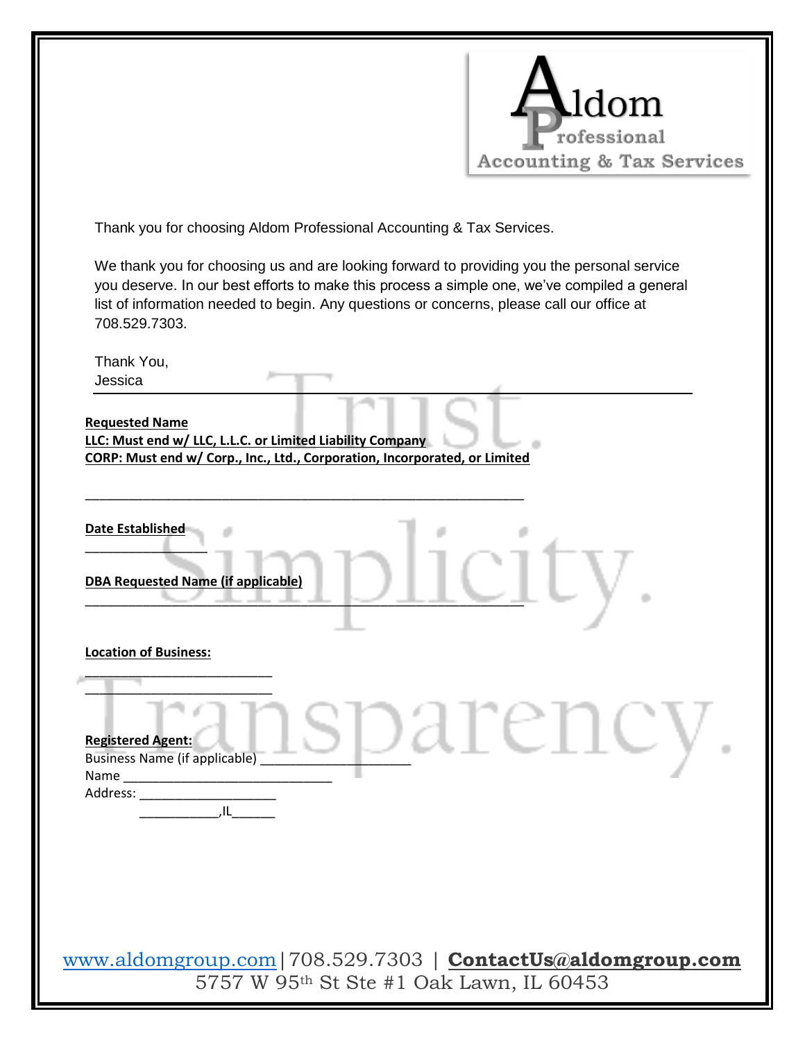Aldom Professional Accounting & Tax Services

Thank you for choosing Aldom Professional Accounting & Tax Services.

We thank you for choosing us and are looking forward to providing you the personal service you deserve. In our best efforts to make this process a simple one, we've compiled a general list of information needed to begin. Any questions or concerns, please call our office at 708.529.7303.

Thank You,
Jessica

---

**Requested Name**
**LLC: Must end w/ LLC, L.L.C. or Limited Liability Company**
**CORP: Must end w/ Corp., Inc., Ltd., Corporation, Incorporated, or Limited**

________________________________________________________

**Date Established**

_______________

**DBA Requested Name (if applicable)**

________________________________________________________

**Location of Business:**

________________________
________________________

**Registered Agent:**

Business Name (if applicable) ____________________
Name ____________________________
Address: ___________________
___________,IL______

www.aldomgroup.com | 708.529.7303 | **ContactUs@aldomgroup.com**
5757 W 95th St Ste #1 Oak Lawn, IL 60453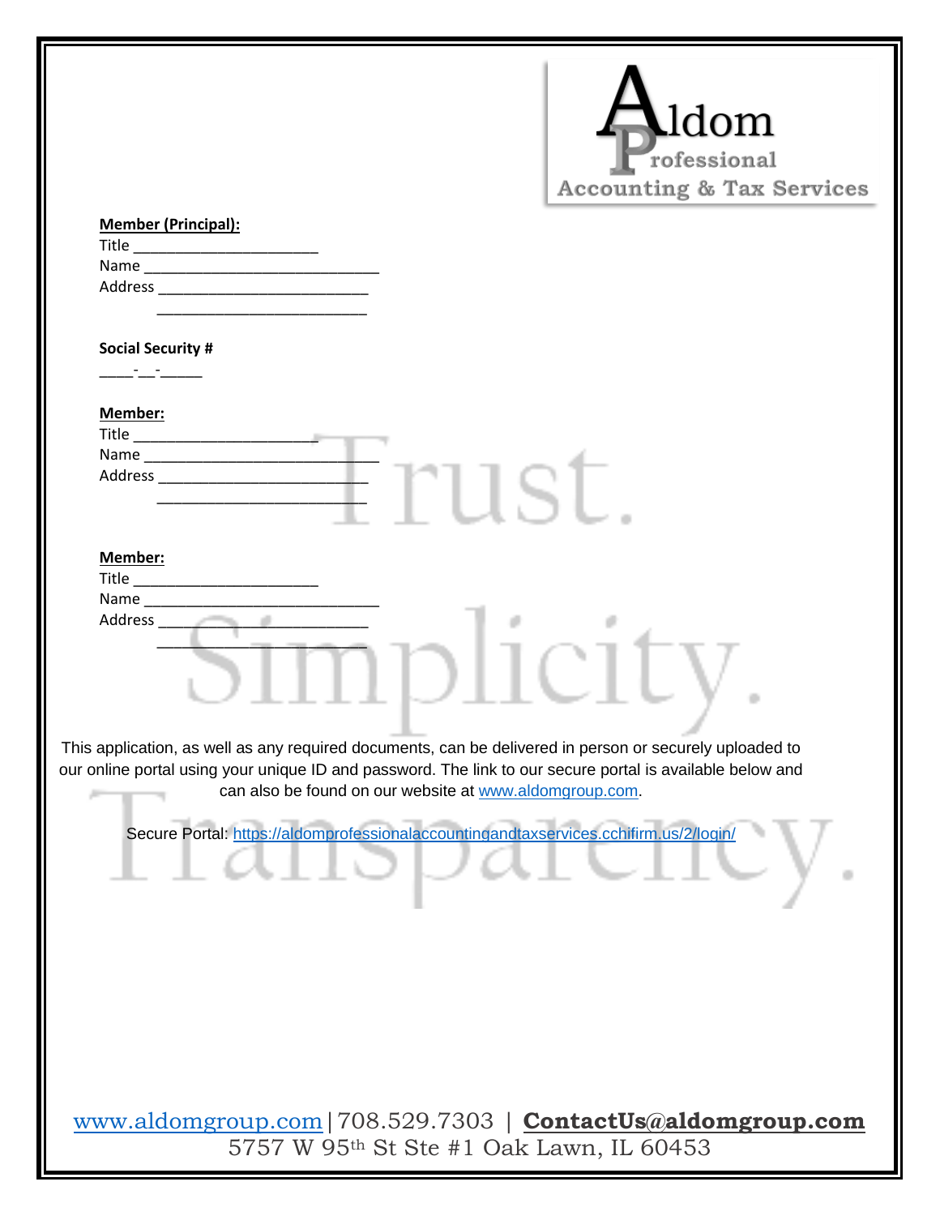**Member (Principal):**

Title ______________________

Name ____________________________

Address _________________________

_________________________

**Social Security #**

____-__-_____

**Member:**

Title ______________________

Name ____________________________

Address _________________________

_________________________

**Member:**

Title ______________________

Name ____________________________

Address _________________________

_________________________

This application, as well as any required documents, can be delivered in person or securely uploaded to our online portal using your unique ID and password. The link to our secure portal is available below and can also be found on our website at www.aldomgroup.com.

Secure Portal: https://aldomprofessionalaccountingandtaxservices.cchifirm.us/2/login/